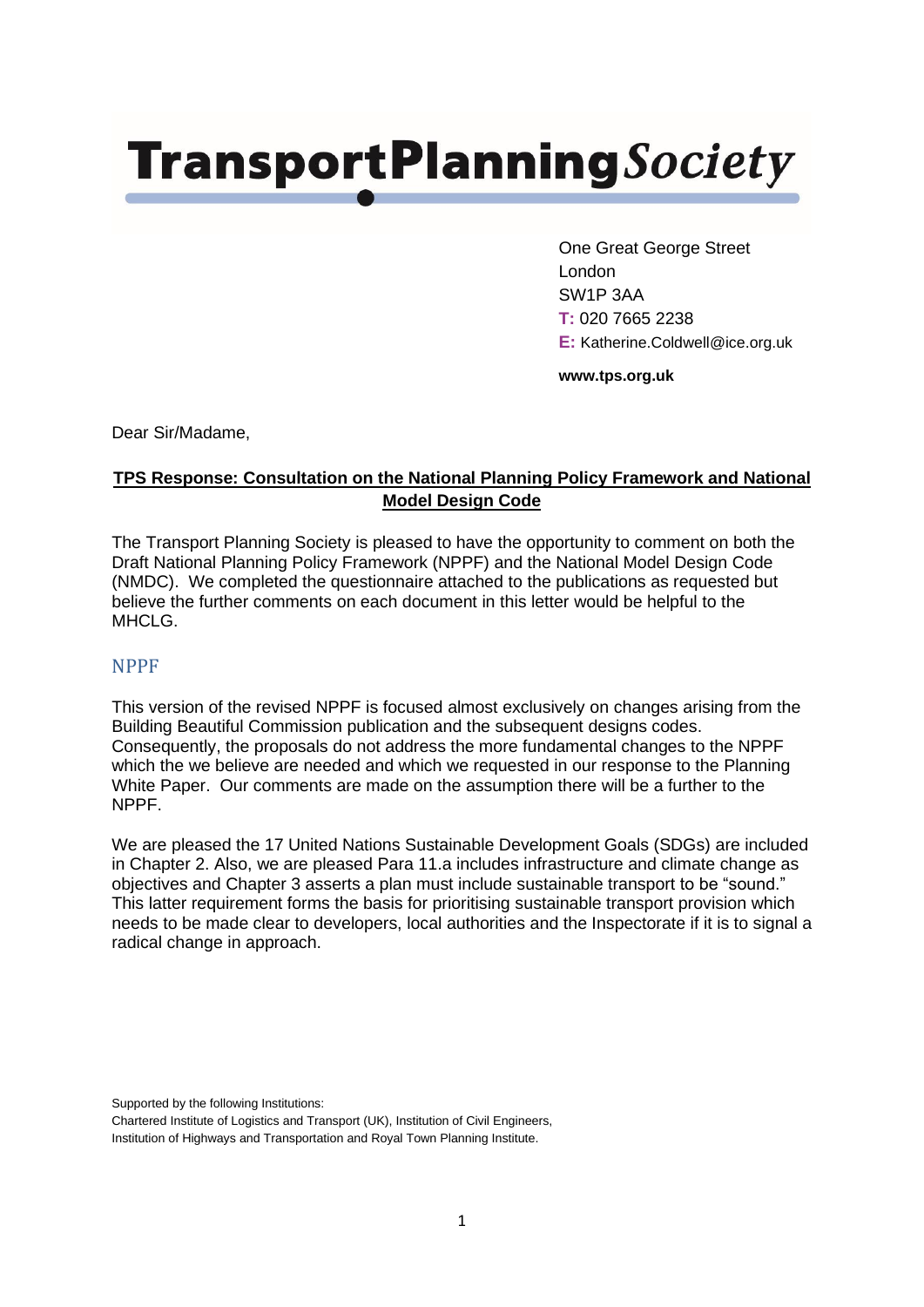# TransportPlanning*Society*

One Great George Street
London
SW1P 3AA
**T:** 020 7665 2238
**E:** Katherine.Coldwell@ice.org.uk

**www.tps.org.uk**

Dear Sir/Madame,

**TPS Response: Consultation on the National Planning Policy Framework and National Model Design Code**

The Transport Planning Society is pleased to have the opportunity to comment on both the Draft National Planning Policy Framework (NPPF) and the National Model Design Code (NMDC). We completed the questionnaire attached to the publications as requested but believe the further comments on each document in this letter would be helpful to the MHCLG.

## NPPF

This version of the revised NPPF is focused almost exclusively on changes arising from the Building Beautiful Commission publication and the subsequent designs codes. Consequently, the proposals do not address the more fundamental changes to the NPPF which the we believe are needed and which we requested in our response to the Planning White Paper. Our comments are made on the assumption there will be a further to the NPPF.

We are pleased the 17 United Nations Sustainable Development Goals (SDGs) are included in Chapter 2. Also, we are pleased Para 11.a includes infrastructure and climate change as objectives and Chapter 3 asserts a plan must include sustainable transport to be "sound." This latter requirement forms the basis for prioritising sustainable transport provision which needs to be made clear to developers, local authorities and the Inspectorate if it is to signal a radical change in approach.

Supported by the following Institutions:
Chartered Institute of Logistics and Transport (UK), Institution of Civil Engineers, Institution of Highways and Transportation and Royal Town Planning Institute.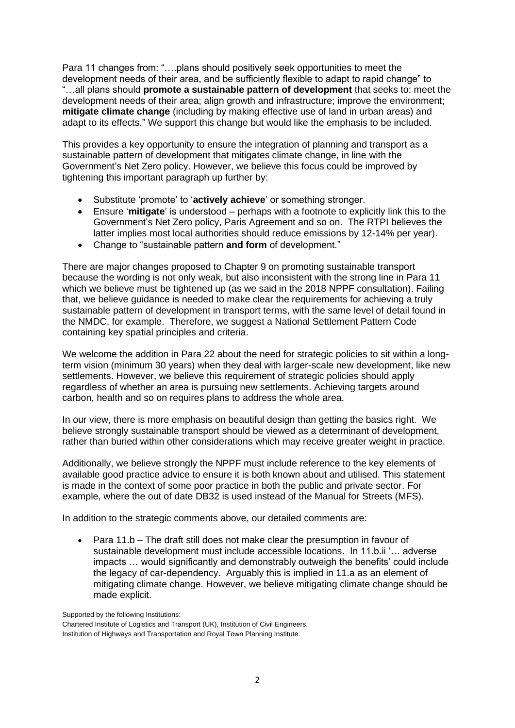Para 11 changes from: "….plans should positively seek opportunities to meet the development needs of their area, and be sufficiently flexible to adapt to rapid change" to "…all plans should **promote a sustainable pattern of development** that seeks to: meet the development needs of their area; align growth and infrastructure; improve the environment; **mitigate climate change** (including by making effective use of land in urban areas) and adapt to its effects." We support this change but would like the emphasis to be included.

This provides a key opportunity to ensure the integration of planning and transport as a sustainable pattern of development that mitigates climate change, in line with the Government's Net Zero policy. However, we believe this focus could be improved by tightening this important paragraph up further by:

- Substitute 'promote' to '**actively achieve**' or something stronger.
- Ensure '**mitigate**' is understood – perhaps with a footnote to explicitly link this to the Government's Net Zero policy, Paris Agreement and so on. The RTPI believes the latter implies most local authorities should reduce emissions by 12-14% per year).
- Change to "sustainable pattern **and form** of development."

There are major changes proposed to Chapter 9 on promoting sustainable transport because the wording is not only weak, but also inconsistent with the strong line in Para 11 which we believe must be tightened up (as we said in the 2018 NPPF consultation). Failing that, we believe guidance is needed to make clear the requirements for achieving a truly sustainable pattern of development in transport terms, with the same level of detail found in the NMDC, for example. Therefore, we suggest a National Settlement Pattern Code containing key spatial principles and criteria.

We welcome the addition in Para 22 about the need for strategic policies to sit within a long-term vision (minimum 30 years) when they deal with larger-scale new development, like new settlements. However, we believe this requirement of strategic policies should apply regardless of whether an area is pursuing new settlements. Achieving targets around carbon, health and so on requires plans to address the whole area.

In our view, there is more emphasis on beautiful design than getting the basics right. We believe strongly sustainable transport should be viewed as a determinant of development, rather than buried within other considerations which may receive greater weight in practice.

Additionally, we believe strongly the NPPF must include reference to the key elements of available good practice advice to ensure it is both known about and utilised. This statement is made in the context of some poor practice in both the public and private sector. For example, where the out of date DB32 is used instead of the Manual for Streets (MFS).

In addition to the strategic comments above, our detailed comments are:

- Para 11.b – The draft still does not make clear the presumption in favour of sustainable development must include accessible locations. In 11.b.ii '… adverse impacts … would significantly and demonstrably outweigh the benefits' could include the legacy of car-dependency. Arguably this is implied in 11.a as an element of mitigating climate change. However, we believe mitigating climate change should be made explicit.

Supported by the following Institutions:
Chartered Institute of Logistics and Transport (UK), Institution of Civil Engineers, Institution of Highways and Transportation and Royal Town Planning Institute.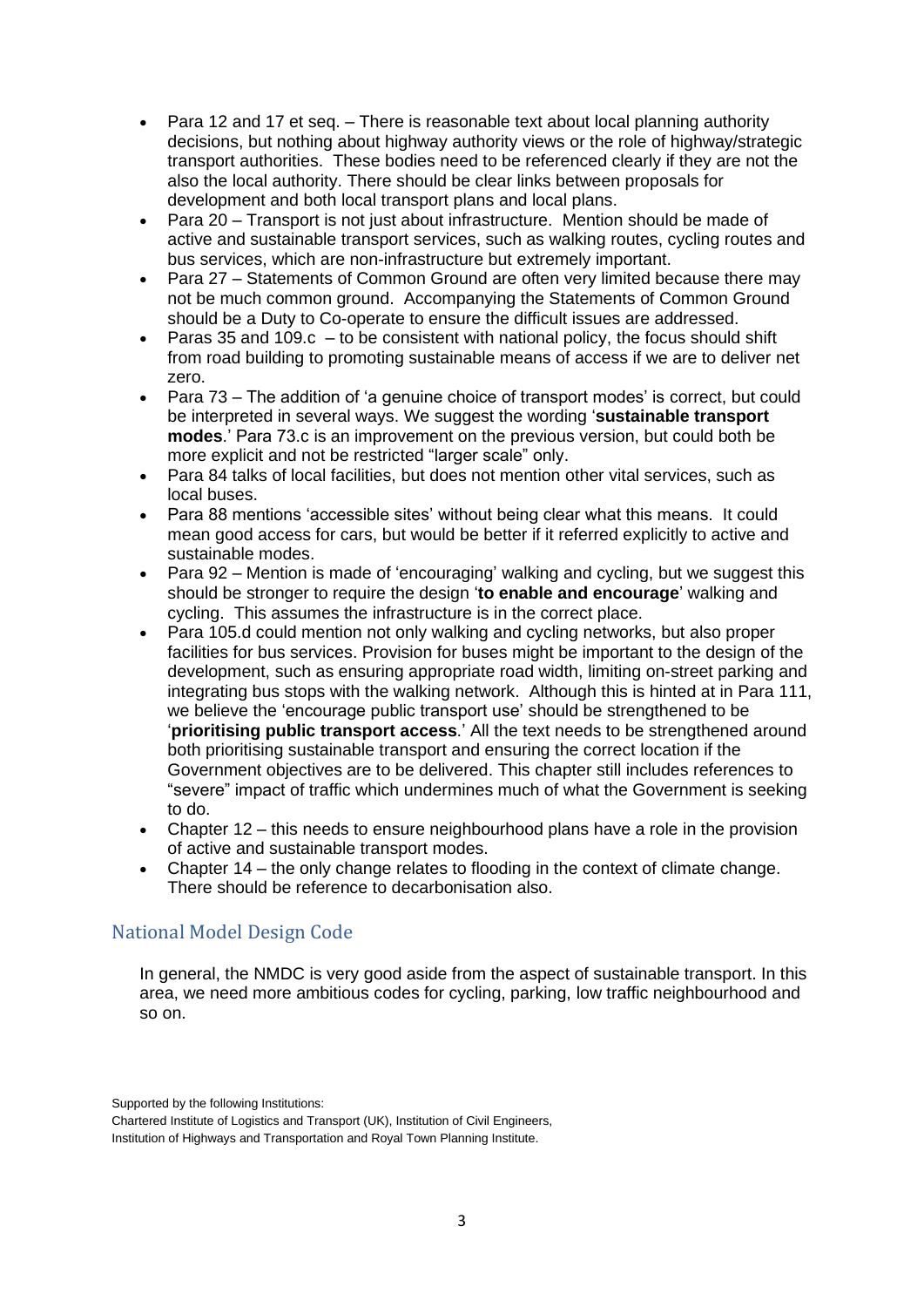- Para 12 and 17 et seq. – There is reasonable text about local planning authority decisions, but nothing about highway authority views or the role of highway/strategic transport authorities. These bodies need to be referenced clearly if they are not the also the local authority. There should be clear links between proposals for development and both local transport plans and local plans.
- Para 20 – Transport is not just about infrastructure. Mention should be made of active and sustainable transport services, such as walking routes, cycling routes and bus services, which are non-infrastructure but extremely important.
- Para 27 – Statements of Common Ground are often very limited because there may not be much common ground. Accompanying the Statements of Common Ground should be a Duty to Co-operate to ensure the difficult issues are addressed.
- Paras 35 and 109.c – to be consistent with national policy, the focus should shift from road building to promoting sustainable means of access if we are to deliver net zero.
- Para 73 – The addition of 'a genuine choice of transport modes' is correct, but could be interpreted in several ways. We suggest the wording '**sustainable transport modes**.' Para 73.c is an improvement on the previous version, but could both be more explicit and not be restricted "larger scale" only.
- Para 84 talks of local facilities, but does not mention other vital services, such as local buses.
- Para 88 mentions 'accessible sites' without being clear what this means. It could mean good access for cars, but would be better if it referred explicitly to active and sustainable modes.
- Para 92 – Mention is made of 'encouraging' walking and cycling, but we suggest this should be stronger to require the design '**to enable and encourage**' walking and cycling. This assumes the infrastructure is in the correct place.
- Para 105.d could mention not only walking and cycling networks, but also proper facilities for bus services. Provision for buses might be important to the design of the development, such as ensuring appropriate road width, limiting on-street parking and integrating bus stops with the walking network. Although this is hinted at in Para 111, we believe the 'encourage public transport use' should be strengthened to be '**prioritising public transport access**.' All the text needs to be strengthened around both prioritising sustainable transport and ensuring the correct location if the Government objectives are to be delivered. This chapter still includes references to "severe" impact of traffic which undermines much of what the Government is seeking to do.
- Chapter 12 – this needs to ensure neighbourhood plans have a role in the provision of active and sustainable transport modes.
- Chapter 14 – the only change relates to flooding in the context of climate change. There should be reference to decarbonisation also.

## National Model Design Code

In general, the NMDC is very good aside from the aspect of sustainable transport. In this area, we need more ambitious codes for cycling, parking, low traffic neighbourhood and so on.

Supported by the following Institutions:
Chartered Institute of Logistics and Transport (UK), Institution of Civil Engineers, Institution of Highways and Transportation and Royal Town Planning Institute.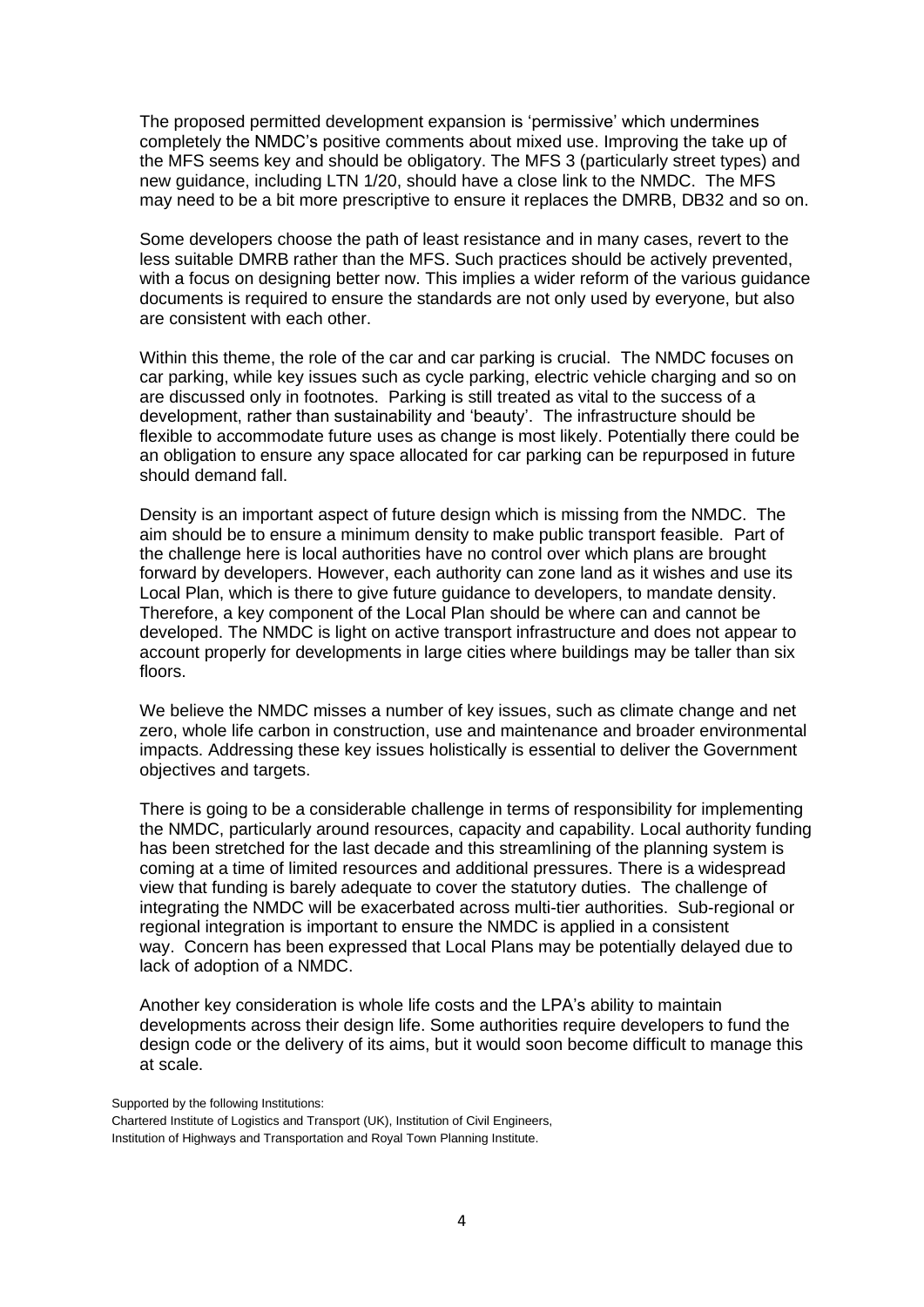The proposed permitted development expansion is 'permissive' which undermines completely the NMDC's positive comments about mixed use. Improving the take up of the MFS seems key and should be obligatory. The MFS 3 (particularly street types) and new guidance, including LTN 1/20, should have a close link to the NMDC. The MFS may need to be a bit more prescriptive to ensure it replaces the DMRB, DB32 and so on.

Some developers choose the path of least resistance and in many cases, revert to the less suitable DMRB rather than the MFS. Such practices should be actively prevented, with a focus on designing better now. This implies a wider reform of the various guidance documents is required to ensure the standards are not only used by everyone, but also are consistent with each other.

Within this theme, the role of the car and car parking is crucial. The NMDC focuses on car parking, while key issues such as cycle parking, electric vehicle charging and so on are discussed only in footnotes. Parking is still treated as vital to the success of a development, rather than sustainability and 'beauty'. The infrastructure should be flexible to accommodate future uses as change is most likely. Potentially there could be an obligation to ensure any space allocated for car parking can be repurposed in future should demand fall.

Density is an important aspect of future design which is missing from the NMDC. The aim should be to ensure a minimum density to make public transport feasible. Part of the challenge here is local authorities have no control over which plans are brought forward by developers. However, each authority can zone land as it wishes and use its Local Plan, which is there to give future guidance to developers, to mandate density. Therefore, a key component of the Local Plan should be where can and cannot be developed. The NMDC is light on active transport infrastructure and does not appear to account properly for developments in large cities where buildings may be taller than six floors.

We believe the NMDC misses a number of key issues, such as climate change and net zero, whole life carbon in construction, use and maintenance and broader environmental impacts. Addressing these key issues holistically is essential to deliver the Government objectives and targets.

There is going to be a considerable challenge in terms of responsibility for implementing the NMDC, particularly around resources, capacity and capability. Local authority funding has been stretched for the last decade and this streamlining of the planning system is coming at a time of limited resources and additional pressures. There is a widespread view that funding is barely adequate to cover the statutory duties. The challenge of integrating the NMDC will be exacerbated across multi-tier authorities. Sub-regional or regional integration is important to ensure the NMDC is applied in a consistent way. Concern has been expressed that Local Plans may be potentially delayed due to lack of adoption of a NMDC.

Another key consideration is whole life costs and the LPA's ability to maintain developments across their design life. Some authorities require developers to fund the design code or the delivery of its aims, but it would soon become difficult to manage this at scale.

Supported by the following Institutions:
Chartered Institute of Logistics and Transport (UK), Institution of Civil Engineers, Institution of Highways and Transportation and Royal Town Planning Institute.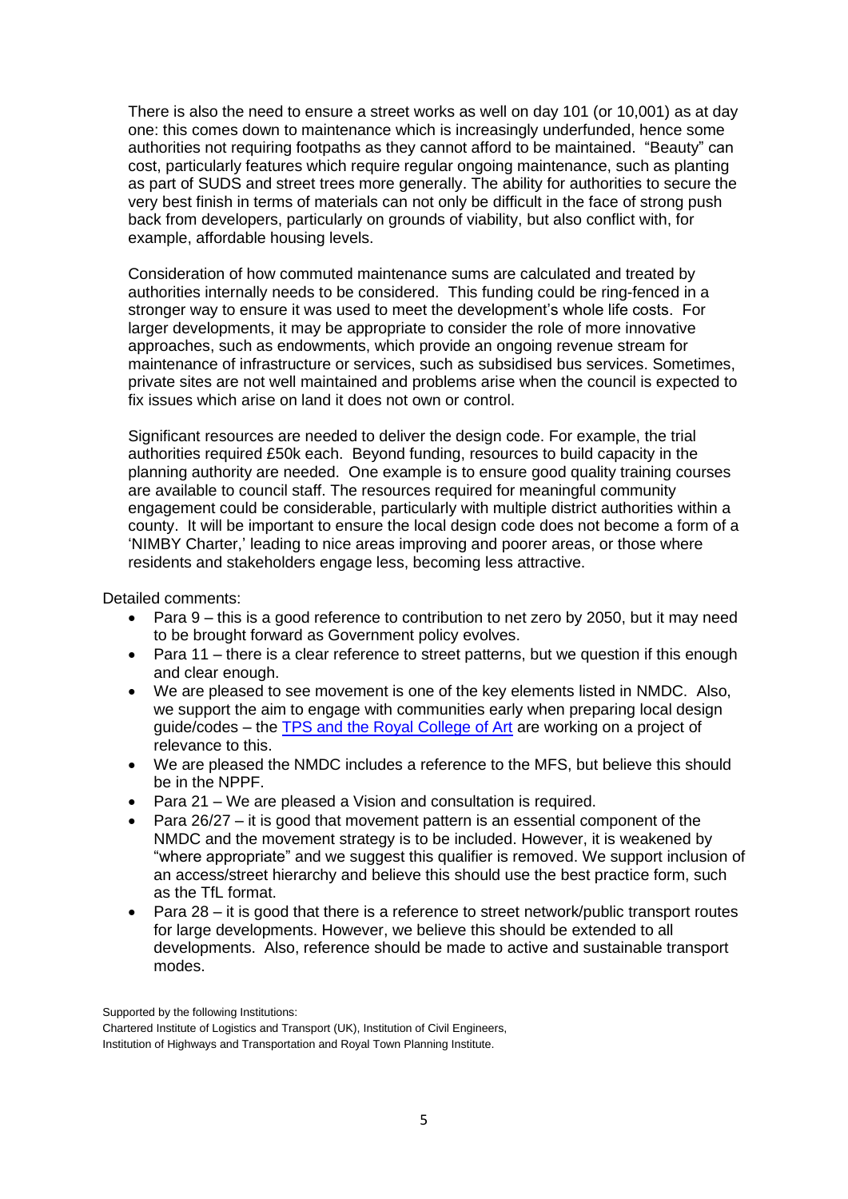There is also the need to ensure a street works as well on day 101 (or 10,001) as at day one: this comes down to maintenance which is increasingly underfunded, hence some authorities not requiring footpaths as they cannot afford to be maintained. "Beauty" can cost, particularly features which require regular ongoing maintenance, such as planting as part of SUDS and street trees more generally. The ability for authorities to secure the very best finish in terms of materials can not only be difficult in the face of strong push back from developers, particularly on grounds of viability, but also conflict with, for example, affordable housing levels.

Consideration of how commuted maintenance sums are calculated and treated by authorities internally needs to be considered. This funding could be ring-fenced in a stronger way to ensure it was used to meet the development's whole life costs. For larger developments, it may be appropriate to consider the role of more innovative approaches, such as endowments, which provide an ongoing revenue stream for maintenance of infrastructure or services, such as subsidised bus services. Sometimes, private sites are not well maintained and problems arise when the council is expected to fix issues which arise on land it does not own or control.

Significant resources are needed to deliver the design code. For example, the trial authorities required £50k each. Beyond funding, resources to build capacity in the planning authority are needed. One example is to ensure good quality training courses are available to council staff. The resources required for meaningful community engagement could be considerable, particularly with multiple district authorities within a county. It will be important to ensure the local design code does not become a form of a 'NIMBY Charter,' leading to nice areas improving and poorer areas, or those where residents and stakeholders engage less, becoming less attractive.

Detailed comments:

- Para 9 – this is a good reference to contribution to net zero by 2050, but it may need to be brought forward as Government policy evolves.
- Para 11 – there is a clear reference to street patterns, but we question if this enough and clear enough.
- We are pleased to see movement is one of the key elements listed in NMDC. Also, we support the aim to engage with communities early when preparing local design guide/codes – the TPS and the Royal College of Art are working on a project of relevance to this.
- We are pleased the NMDC includes a reference to the MFS, but believe this should be in the NPPF.
- Para 21 – We are pleased a Vision and consultation is required.
- Para 26/27 – it is good that movement pattern is an essential component of the NMDC and the movement strategy is to be included. However, it is weakened by "where appropriate" and we suggest this qualifier is removed. We support inclusion of an access/street hierarchy and believe this should use the best practice form, such as the TfL format.
- Para 28 – it is good that there is a reference to street network/public transport routes for large developments. However, we believe this should be extended to all developments. Also, reference should be made to active and sustainable transport modes.

Supported by the following Institutions:
Chartered Institute of Logistics and Transport (UK), Institution of Civil Engineers, Institution of Highways and Transportation and Royal Town Planning Institute.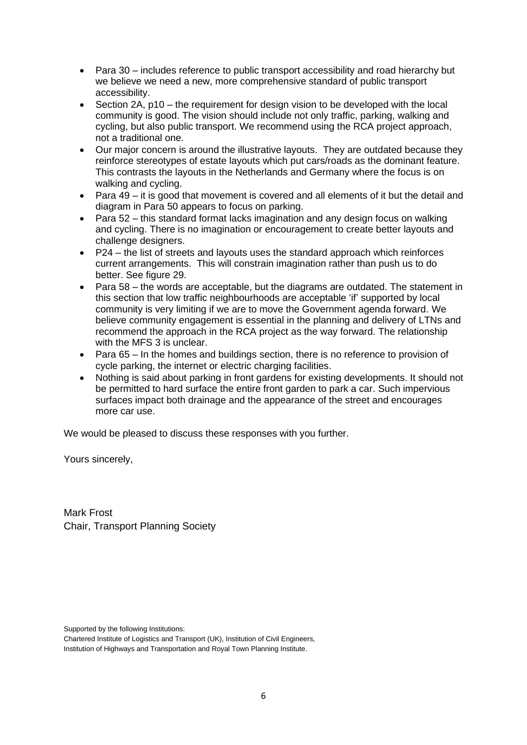- Para 30 – includes reference to public transport accessibility and road hierarchy but we believe we need a new, more comprehensive standard of public transport accessibility.
- Section 2A, p10 – the requirement for design vision to be developed with the local community is good. The vision should include not only traffic, parking, walking and cycling, but also public transport. We recommend using the RCA project approach, not a traditional one.
- Our major concern is around the illustrative layouts. They are outdated because they reinforce stereotypes of estate layouts which put cars/roads as the dominant feature. This contrasts the layouts in the Netherlands and Germany where the focus is on walking and cycling.
- Para 49 – it is good that movement is covered and all elements of it but the detail and diagram in Para 50 appears to focus on parking.
- Para 52 – this standard format lacks imagination and any design focus on walking and cycling. There is no imagination or encouragement to create better layouts and challenge designers.
- P24 – the list of streets and layouts uses the standard approach which reinforces current arrangements. This will constrain imagination rather than push us to do better. See figure 29.
- Para 58 – the words are acceptable, but the diagrams are outdated. The statement in this section that low traffic neighbourhoods are acceptable 'if' supported by local community is very limiting if we are to move the Government agenda forward. We believe community engagement is essential in the planning and delivery of LTNs and recommend the approach in the RCA project as the way forward. The relationship with the MFS 3 is unclear.
- Para 65 – In the homes and buildings section, there is no reference to provision of cycle parking, the internet or electric charging facilities.
- Nothing is said about parking in front gardens for existing developments. It should not be permitted to hard surface the entire front garden to park a car. Such impervious surfaces impact both drainage and the appearance of the street and encourages more car use.

We would be pleased to discuss these responses with you further.

Yours sincerely,

Mark Frost
Chair, Transport Planning Society

Supported by the following Institutions:
Chartered Institute of Logistics and Transport (UK), Institution of Civil Engineers, Institution of Highways and Transportation and Royal Town Planning Institute.